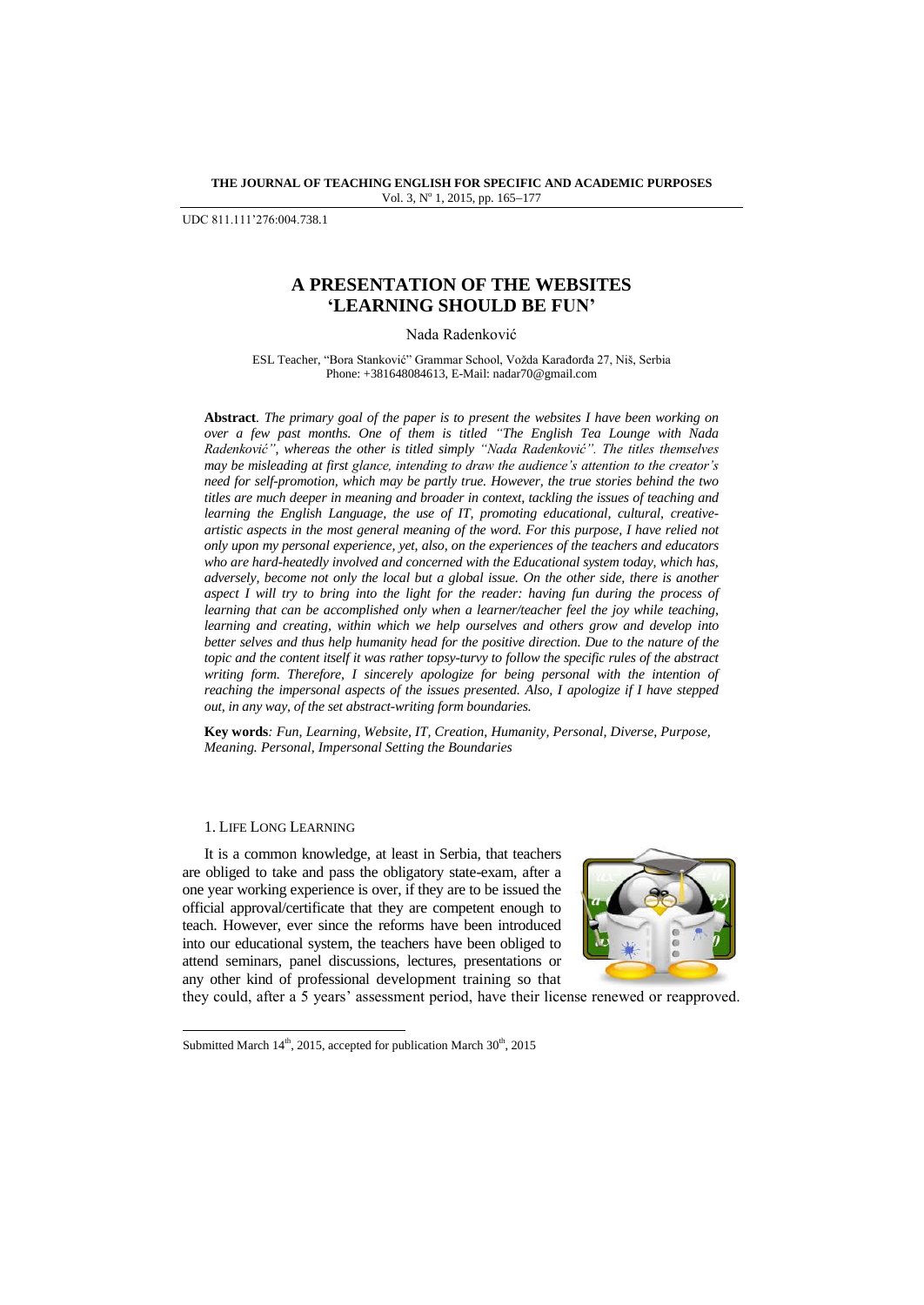UDC 811.111'276:004.738.1

# A PRESENTATION OF THE WEBSITES 'LEARNING SHOULD BE FUN'

Nada Radenković

ESL Teacher, "Bora Stanković" Grammar School, Vožda Karađorđa 27, Niš, Serbia
Phone: +381648084613, E-Mail: nadar70@gmail.com

**Abstract**. *The primary goal of the paper is to present the websites I have been working on over a few past months. One of them is titled "The English Tea Lounge with Nada Radenković", whereas the other is titled simply "Nada Radenković". The titles themselves may be misleading at first glance, intending to draw the audience's attention to the creator's need for self-promotion, which may be partly true. However, the true stories behind the two titles are much deeper in meaning and broader in context, tackling the issues of teaching and learning the English Language, the use of IT, promoting educational, cultural, creative-artistic aspects in the most general meaning of the word. For this purpose, I have relied not only upon my personal experience, yet, also, on the experiences of the teachers and educators who are hard-heatedly involved and concerned with the Educational system today, which has, adversely, become not only the local but a global issue. On the other side, there is another aspect I will try to bring into the light for the reader: having fun during the process of learning that can be accomplished only when a learner/teacher feel the joy while teaching, learning and creating, within which we help ourselves and others grow and develop into better selves and thus help humanity head for the positive direction. Due to the nature of the topic and the content itself it was rather topsy-turvy to follow the specific rules of the abstract writing form. Therefore, I sincerely apologize for being personal with the intention of reaching the impersonal aspects of the issues presented. Also, I apologize if I have stepped out, in any way, of the set abstract-writing form boundaries.*

**Key words***: Fun, Learning, Website, IT, Creation, Humanity, Personal, Diverse, Purpose, Meaning. Personal, Impersonal Setting the Boundaries*

## 1. LIFE LONG LEARNING

It is a common knowledge, at least in Serbia, that teachers are obliged to take and pass the obligatory state-exam, after a one year working experience is over, if they are to be issued the official approval/certificate that they are competent enough to teach. However, ever since the reforms have been introduced into our educational system, the teachers have been obliged to attend seminars, panel discussions, lectures, presentations or any other kind of professional development training so that they could, after a 5 years' assessment period, have their license renewed or reapproved.

Submitted March 14th, 2015, accepted for publication March 30th, 2015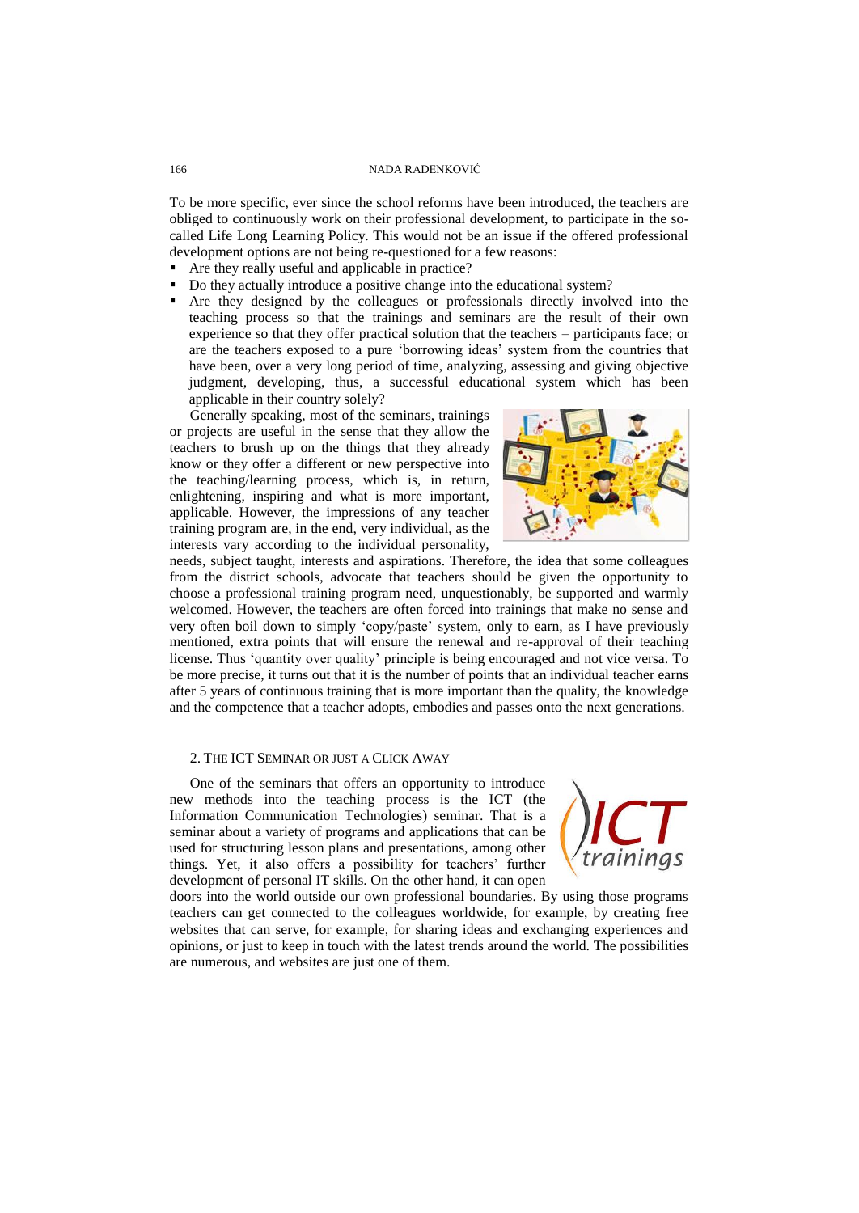To be more specific, ever since the school reforms have been introduced, the teachers are obliged to continuously work on their professional development, to participate in the so-called Life Long Learning Policy. This would not be an issue if the offered professional development options are not being re-questioned for a few reasons:

- Are they really useful and applicable in practice?
- Do they actually introduce a positive change into the educational system?
- Are they designed by the colleagues or professionals directly involved into the teaching process so that the trainings and seminars are the result of their own experience so that they offer practical solution that the teachers – participants face; or are the teachers exposed to a pure 'borrowing ideas' system from the countries that have been, over a very long period of time, analyzing, assessing and giving objective judgment, developing, thus, a successful educational system which has been applicable in their country solely?

Generally speaking, most of the seminars, trainings or projects are useful in the sense that they allow the teachers to brush up on the things that they already know or they offer a different or new perspective into the teaching/learning process, which is, in return, enlightening, inspiring and what is more important, applicable. However, the impressions of any teacher training program are, in the end, very individual, as the interests vary according to the individual personality, needs, subject taught, interests and aspirations. Therefore, the idea that some colleagues from the district schools, advocate that teachers should be given the opportunity to choose a professional training program need, unquestionably, be supported and warmly welcomed. However, the teachers are often forced into trainings that make no sense and very often boil down to simply 'copy/paste' system, only to earn, as I have previously mentioned, extra points that will ensure the renewal and re-approval of their teaching license. Thus 'quantity over quality' principle is being encouraged and not vice versa. To be more precise, it turns out that it is the number of points that an individual teacher earns after 5 years of continuous training that is more important than the quality, the knowledge and the competence that a teacher adopts, embodies and passes onto the next generations.

## 2. The ICT Seminar or Just a Click Away

One of the seminars that offers an opportunity to introduce new methods into the teaching process is the ICT (the Information Communication Technologies) seminar. That is a seminar about a variety of programs and applications that can be used for structuring lesson plans and presentations, among other things. Yet, it also offers a possibility for teachers' further development of personal IT skills. On the other hand, it can open doors into the world outside our own professional boundaries. By using those programs teachers can get connected to the colleagues worldwide, for example, by creating free websites that can serve, for example, for sharing ideas and exchanging experiences and opinions, or just to keep in touch with the latest trends around the world. The possibilities are numerous, and websites are just one of them.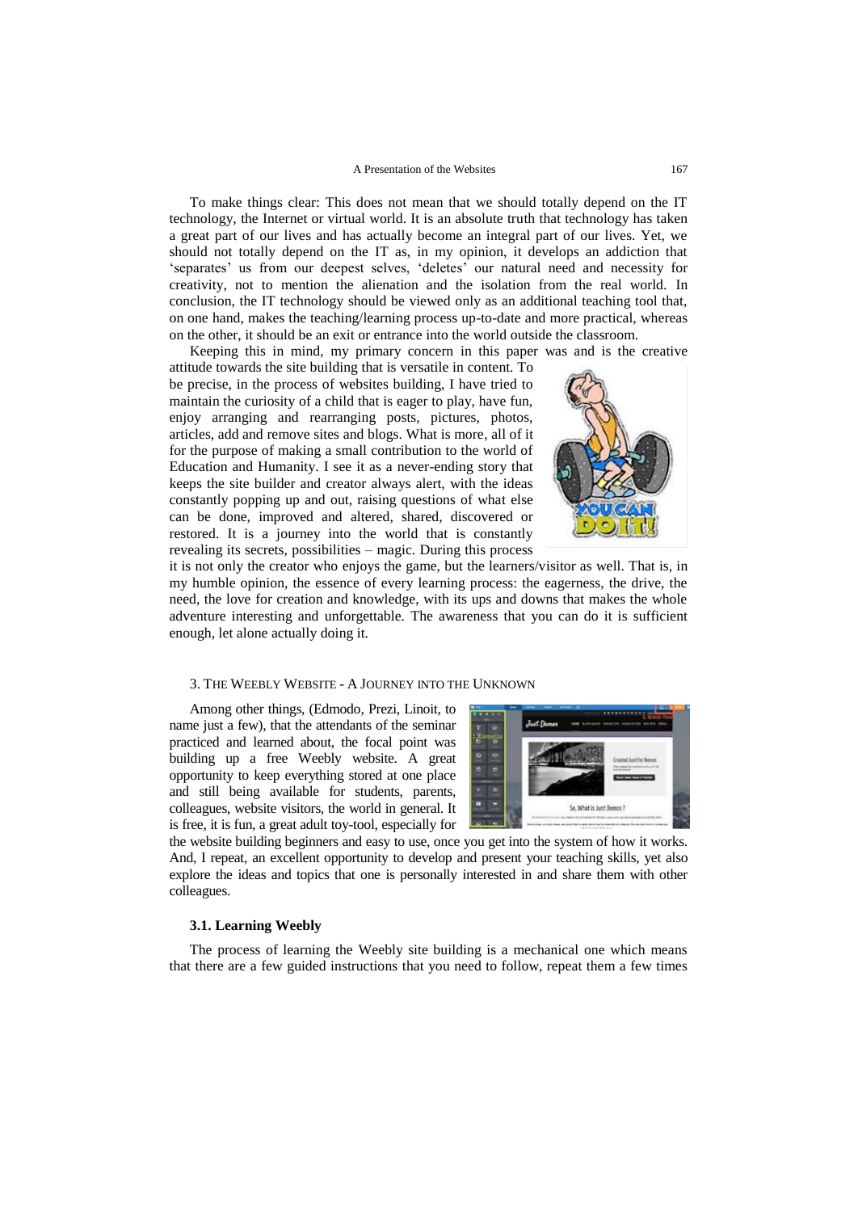To make things clear: This does not mean that we should totally depend on the IT technology, the Internet or virtual world. It is an absolute truth that technology has taken a great part of our lives and has actually become an integral part of our lives. Yet, we should not totally depend on the IT as, in my opinion, it develops an addiction that 'separates' us from our deepest selves, 'deletes' our natural need and necessity for creativity, not to mention the alienation and the isolation from the real world. In conclusion, the IT technology should be viewed only as an additional teaching tool that, on one hand, makes the teaching/learning process up-to-date and more practical, whereas on the other, it should be an exit or entrance into the world outside the classroom.

Keeping this in mind, my primary concern in this paper was and is the creative attitude towards the site building that is versatile in content. To be precise, in the process of websites building, I have tried to maintain the curiosity of a child that is eager to play, have fun, enjoy arranging and rearranging posts, pictures, photos, articles, add and remove sites and blogs. What is more, all of it for the purpose of making a small contribution to the world of Education and Humanity. I see it as a never-ending story that keeps the site builder and creator always alert, with the ideas constantly popping up and out, raising questions of what else can be done, improved and altered, shared, discovered or restored. It is a journey into the world that is constantly revealing its secrets, possibilities – magic. During this process it is not only the creator who enjoys the game, but the learners/visitor as well. That is, in my humble opinion, the essence of every learning process: the eagerness, the drive, the need, the love for creation and knowledge, with its ups and downs that makes the whole adventure interesting and unforgettable. The awareness that you can do it is sufficient enough, let alone actually doing it.

## 3. The Weebly Website - A Journey into the Unknown

Among other things, (Edmodo, Prezi, Linoit, to name just a few), that the attendants of the seminar practiced and learned about, the focal point was building up a free Weebly website. A great opportunity to keep everything stored at one place and still being available for students, parents, colleagues, website visitors, the world in general. It is free, it is fun, a great adult toy-tool, especially for the website building beginners and easy to use, once you get into the system of how it works. And, I repeat, an excellent opportunity to develop and present your teaching skills, yet also explore the ideas and topics that one is personally interested in and share them with other colleagues.

### 3.1. Learning Weebly

The process of learning the Weebly site building is a mechanical one which means that there are a few guided instructions that you need to follow, repeat them a few times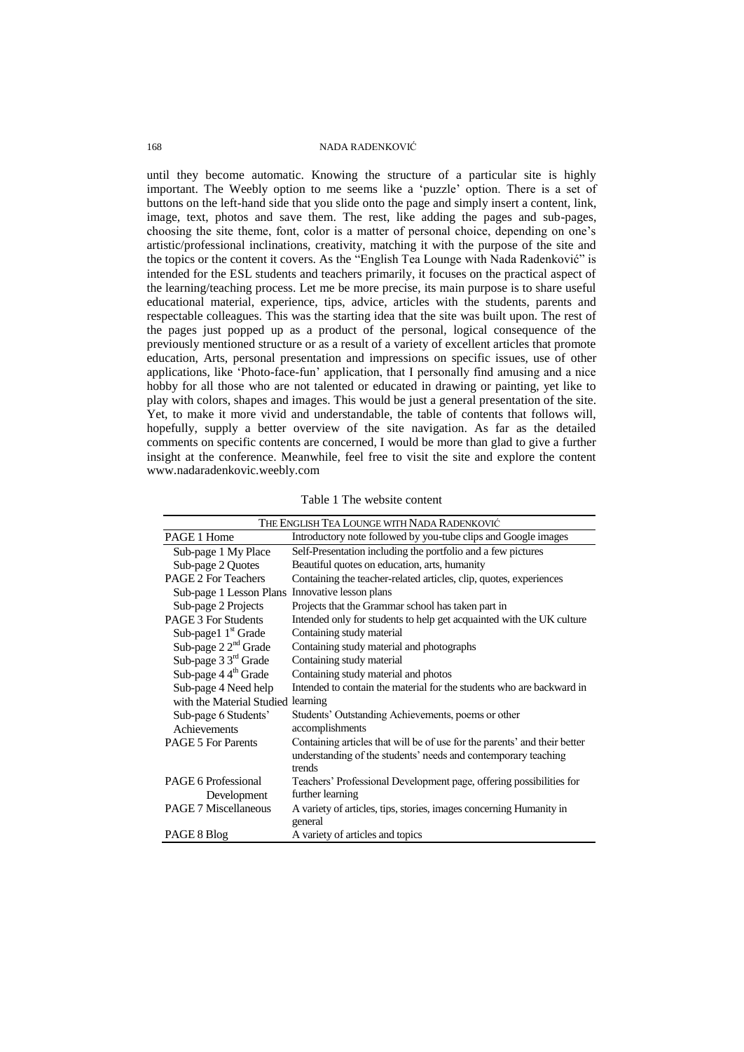until they become automatic. Knowing the structure of a particular site is highly important. The Weebly option to me seems like a 'puzzle' option. There is a set of buttons on the left-hand side that you slide onto the page and simply insert a content, link, image, text, photos and save them. The rest, like adding the pages and sub-pages, choosing the site theme, font, color is a matter of personal choice, depending on one's artistic/professional inclinations, creativity, matching it with the purpose of the site and the topics or the content it covers. As the "English Tea Lounge with Nada Radenković" is intended for the ESL students and teachers primarily, it focuses on the practical aspect of the learning/teaching process. Let me be more precise, its main purpose is to share useful educational material, experience, tips, advice, articles with the students, parents and respectable colleagues. This was the starting idea that the site was built upon. The rest of the pages just popped up as a product of the personal, logical consequence of the previously mentioned structure or as a result of a variety of excellent articles that promote education, Arts, personal presentation and impressions on specific issues, use of other applications, like 'Photo-face-fun' application, that I personally find amusing and a nice hobby for all those who are not talented or educated in drawing or painting, yet like to play with colors, shapes and images. This would be just a general presentation of the site. Yet, to make it more vivid and understandable, the table of contents that follows will, hopefully, supply a better overview of the site navigation. As far as the detailed comments on specific contents are concerned, I would be more than glad to give a further insight at the conference. Meanwhile, feel free to visit the site and explore the content www.nadaradenkovic.weebly.com

Table 1 The website content

| THE ENGLISH TEA LOUNGE WITH NADA RADENKOVIĆ | |
|---|---|
| PAGE 1 Home | Introductory note followed by you-tube clips and Google images |
| Sub-page 1 My Place | Self-Presentation including the portfolio and a few pictures |
| Sub-page 2 Quotes | Beautiful quotes on education, arts, humanity |
| PAGE 2 For Teachers | Containing the teacher-related articles, clip, quotes, experiences |
| Sub-page 1 Lesson Plans | Innovative lesson plans |
| Sub-page 2 Projects | Projects that the Grammar school has taken part in |
| PAGE 3 For Students | Intended only for students to help get acquainted with the UK culture |
| Sub-page1 1st Grade | Containing study material |
| Sub-page 2 2nd Grade | Containing study material and photographs |
| Sub-page 3 3rd Grade | Containing study material |
| Sub-page 4 4th Grade | Containing study material and photos |
| Sub-page 4 Need help with the Material Studied | Intended to contain the material for the students who are backward in learning |
| Sub-page 6 Students' Achievements | Students' Outstanding Achievements, poems or other accomplishments |
| PAGE 5 For Parents | Containing articles that will be of use for the parents' and their better understanding of the students' needs and contemporary teaching trends |
| PAGE 6 Professional Development | Teachers' Professional Development page, offering possibilities for further learning |
| PAGE 7 Miscellaneous | A variety of articles, tips, stories, images concerning Humanity in general |
| PAGE 8 Blog | A variety of articles and topics |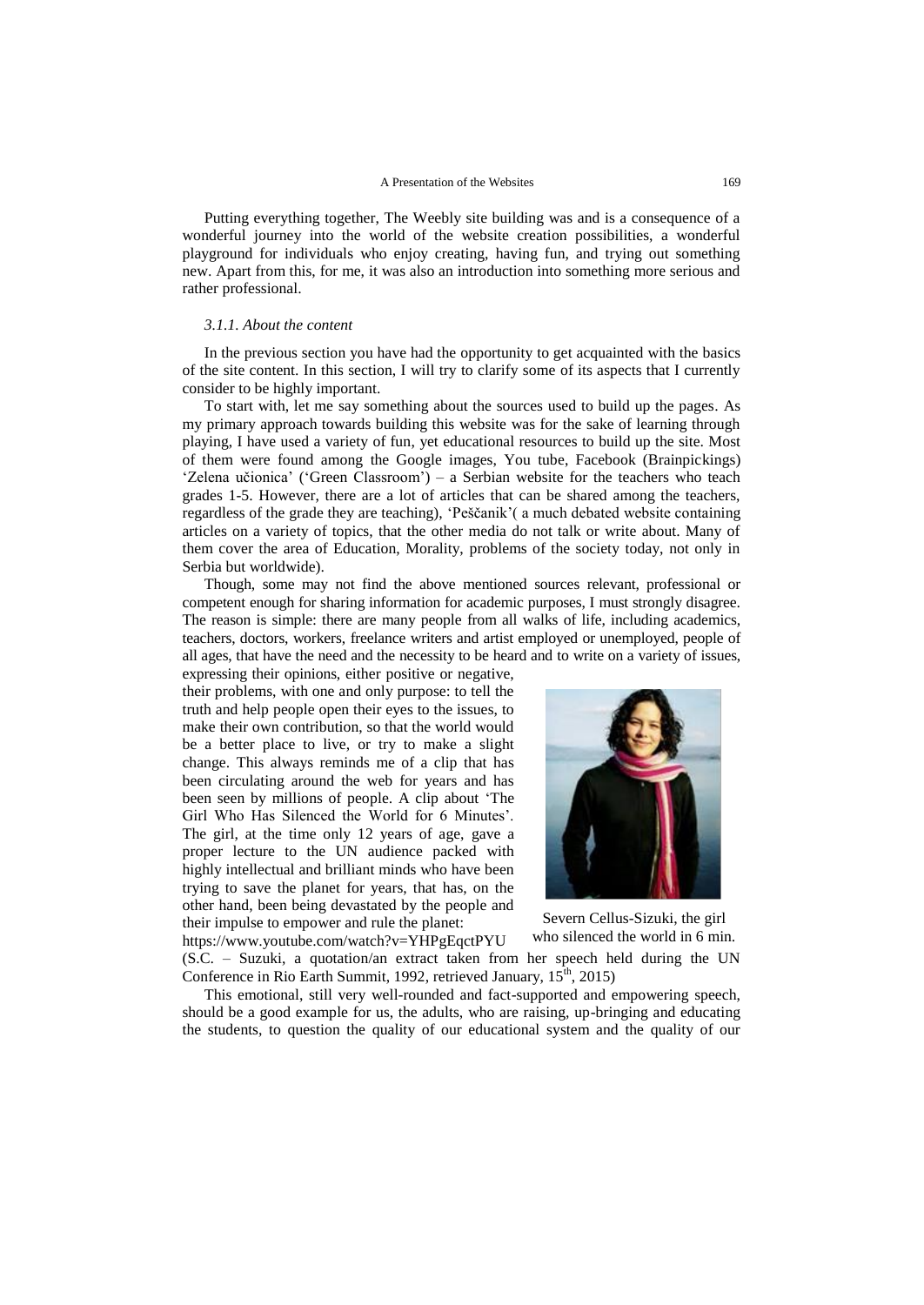Putting everything together, The Weebly site building was and is a consequence of a wonderful journey into the world of the website creation possibilities, a wonderful playground for individuals who enjoy creating, having fun, and trying out something new. Apart from this, for me, it was also an introduction into something more serious and rather professional.

### *3.1.1. About the content*

In the previous section you have had the opportunity to get acquainted with the basics of the site content. In this section, I will try to clarify some of its aspects that I currently consider to be highly important.

To start with, let me say something about the sources used to build up the pages. As my primary approach towards building this website was for the sake of learning through playing, I have used a variety of fun, yet educational resources to build up the site. Most of them were found among the Google images, You tube, Facebook (Brainpickings) 'Zelena učionica' ('Green Classroom') – a Serbian website for the teachers who teach grades 1-5. However, there are a lot of articles that can be shared among the teachers, regardless of the grade they are teaching), 'Peščanik'( a much debated website containing articles on a variety of topics, that the other media do not talk or write about. Many of them cover the area of Education, Morality, problems of the society today, not only in Serbia but worldwide).

Though, some may not find the above mentioned sources relevant, professional or competent enough for sharing information for academic purposes, I must strongly disagree. The reason is simple: there are many people from all walks of life, including academics, teachers, doctors, workers, freelance writers and artist employed or unemployed, people of all ages, that have the need and the necessity to be heard and to write on a variety of issues, expressing their opinions, either positive or negative, their problems, with one and only purpose: to tell the truth and help people open their eyes to the issues, to make their own contribution, so that the world would be a better place to live, or try to make a slight change. This always reminds me of a clip that has been circulating around the web for years and has been seen by millions of people. A clip about 'The Girl Who Has Silenced the World for 6 Minutes'. The girl, at the time only 12 years of age, gave a proper lecture to the UN audience packed with highly intellectual and brilliant minds who have been trying to save the planet for years, that has, on the other hand, been being devastated by the people and their impulse to empower and rule the planet: https://www.youtube.com/watch?v=YHPgEqctPYU (S.C. – Suzuki, a quotation/an extract taken from her speech held during the UN Conference in Rio Earth Summit, 1992, retrieved January, 15th, 2015)

Severn Cellus-Sizuki, the girl who silenced the world in 6 min.

This emotional, still very well-rounded and fact-supported and empowering speech, should be a good example for us, the adults, who are raising, up-bringing and educating the students, to question the quality of our educational system and the quality of our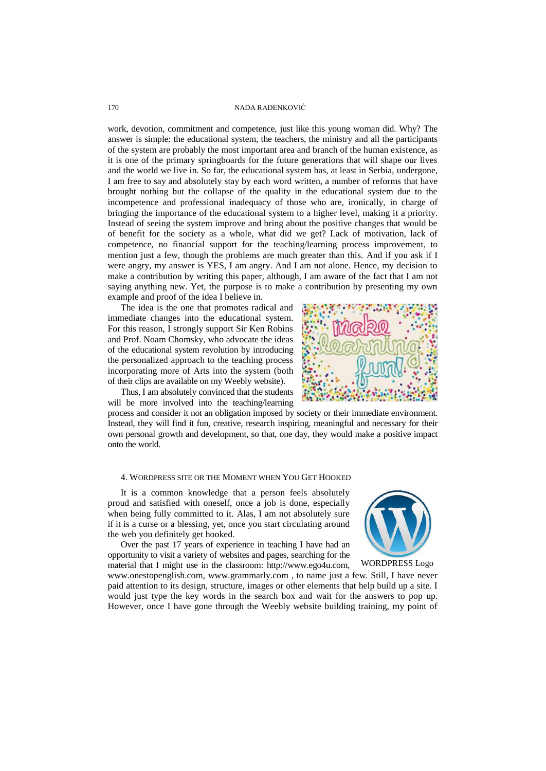work, devotion, commitment and competence, just like this young woman did. Why? The answer is simple: the educational system, the teachers, the ministry and all the participants of the system are probably the most important area and branch of the human existence, as it is one of the primary springboards for the future generations that will shape our lives and the world we live in. So far, the educational system has, at least in Serbia, undergone, I am free to say and absolutely stay by each word written, a number of reforms that have brought nothing but the collapse of the quality in the educational system due to the incompetence and professional inadequacy of those who are, ironically, in charge of bringing the importance of the educational system to a higher level, making it a priority. Instead of seeing the system improve and bring about the positive changes that would be of benefit for the society as a whole, what did we get? Lack of motivation, lack of competence, no financial support for the teaching/learning process improvement, to mention just a few, though the problems are much greater than this. And if you ask if I were angry, my answer is YES, I am angry. And I am not alone. Hence, my decision to make a contribution by writing this paper, although, I am aware of the fact that I am not saying anything new. Yet, the purpose is to make a contribution by presenting my own example and proof of the idea I believe in.

The idea is the one that promotes radical and immediate changes into the educational system. For this reason, I strongly support Sir Ken Robins and Prof. Noam Chomsky, who advocate the ideas of the educational system revolution by introducing the personalized approach to the teaching process incorporating more of Arts into the system (both of their clips are available on my Weebly website).

Thus, I am absolutely convinced that the students will be more involved into the teaching/learning process and consider it not an obligation imposed by society or their immediate environment. Instead, they will find it fun, creative, research inspiring, meaningful and necessary for their own personal growth and development, so that, one day, they would make a positive impact onto the world.

## 4. WordPress Site or the Moment when You Get Hooked

It is a common knowledge that a person feels absolutely proud and satisfied with oneself, once a job is done, especially when being fully committed to it. Alas, I am not absolutely sure if it is a curse or a blessing, yet, once you start circulating around the web you definitely get hooked.

WORDPRESS Logo

Over the past 17 years of experience in teaching I have had an opportunity to visit a variety of websites and pages, searching for the material that I might use in the classroom: http://www.ego4u.com, www.onestopenglish.com, www.grammarly.com , to name just a few. Still, I have never paid attention to its design, structure, images or other elements that help build up a site. I would just type the key words in the search box and wait for the answers to pop up. However, once I have gone through the Weebly website building training, my point of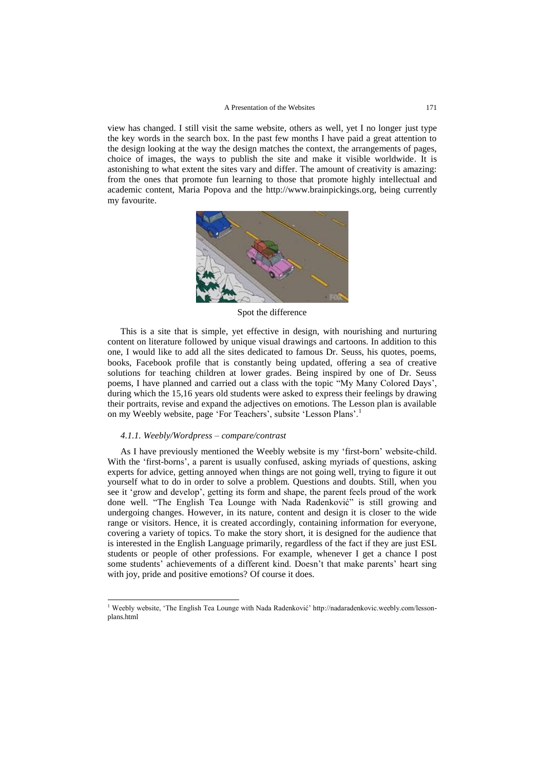view has changed. I still visit the same website, others as well, yet I no longer just type the key words in the search box. In the past few months I have paid a great attention to the design looking at the way the design matches the context, the arrangements of pages, choice of images, the ways to publish the site and make it visible worldwide. It is astonishing to what extent the sites vary and differ. The amount of creativity is amazing: from the ones that promote fun learning to those that promote highly intellectual and academic content, Maria Popova and the http://www.brainpickings.org, being currently my favourite.

Spot the difference

This is a site that is simple, yet effective in design, with nourishing and nurturing content on literature followed by unique visual drawings and cartoons. In addition to this one, I would like to add all the sites dedicated to famous Dr. Seuss, his quotes, poems, books, Facebook profile that is constantly being updated, offering a sea of creative solutions for teaching children at lower grades. Being inspired by one of Dr. Seuss poems, I have planned and carried out a class with the topic "My Many Colored Days', during which the 15,16 years old students were asked to express their feelings by drawing their portraits, revise and expand the adjectives on emotions. The Lesson plan is available on my Weebly website, page 'For Teachers', subsite 'Lesson Plans'.[1]

#### *4.1.1. Weebly/Wordpress – compare/contrast*

As I have previously mentioned the Weebly website is my 'first-born' website-child. With the 'first-borns', a parent is usually confused, asking myriads of questions, asking experts for advice, getting annoyed when things are not going well, trying to figure it out yourself what to do in order to solve a problem. Questions and doubts. Still, when you see it 'grow and develop', getting its form and shape, the parent feels proud of the work done well. "The English Tea Lounge with Nada Radenković" is still growing and undergoing changes. However, in its nature, content and design it is closer to the wide range or visitors. Hence, it is created accordingly, containing information for everyone, covering a variety of topics. To make the story short, it is designed for the audience that is interested in the English Language primarily, regardless of the fact if they are just ESL students or people of other professions. For example, whenever I get a chance I post some students' achievements of a different kind. Doesn't that make parents' heart sing with joy, pride and positive emotions? Of course it does.

[1] Weebly website, 'The English Tea Lounge with Nada Radenković' http://nadaradenkovic.weebly.com/lesson-plans.html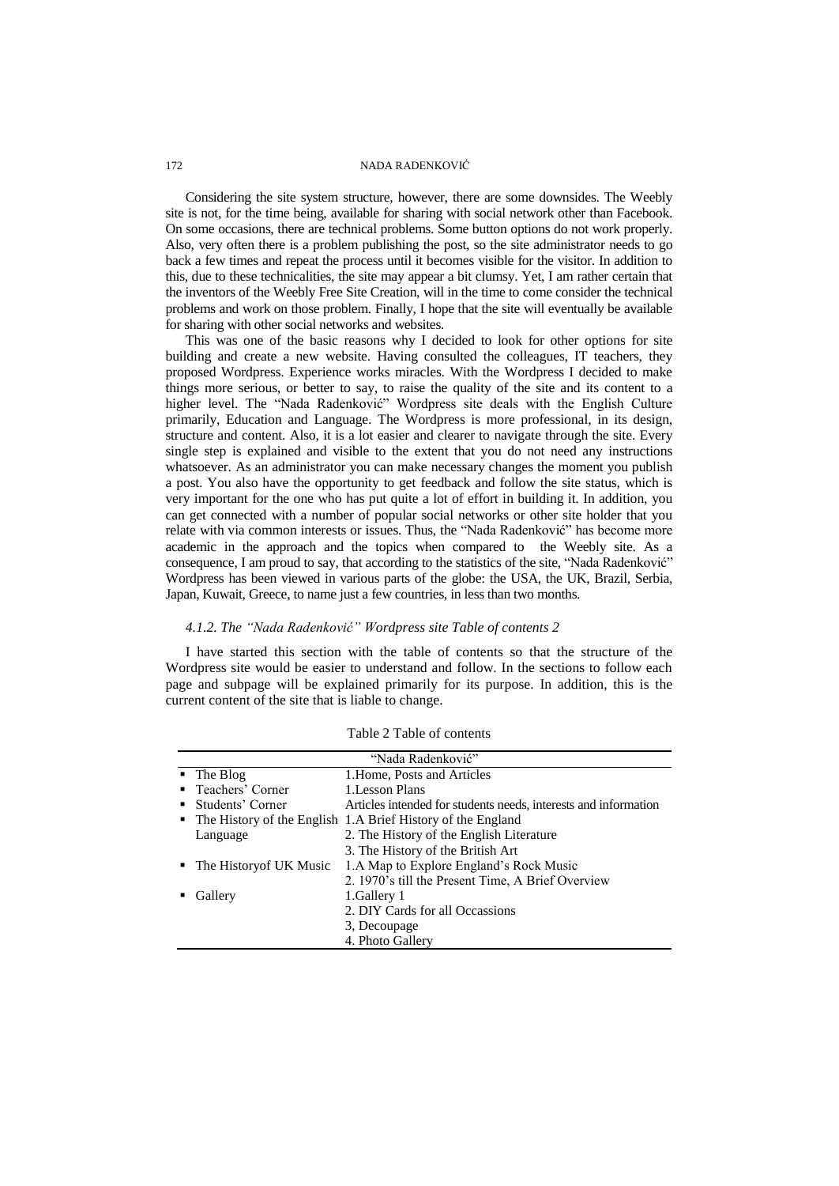Considering the site system structure, however, there are some downsides. The Weebly site is not, for the time being, available for sharing with social network other than Facebook. On some occasions, there are technical problems. Some button options do not work properly. Also, very often there is a problem publishing the post, so the site administrator needs to go back a few times and repeat the process until it becomes visible for the visitor. In addition to this, due to these technicalities, the site may appear a bit clumsy. Yet, I am rather certain that the inventors of the Weebly Free Site Creation, will in the time to come consider the technical problems and work on those problem. Finally, I hope that the site will eventually be available for sharing with other social networks and websites.

This was one of the basic reasons why I decided to look for other options for site building and create a new website. Having consulted the colleagues, IT teachers, they proposed Wordpress. Experience works miracles. With the Wordpress I decided to make things more serious, or better to say, to raise the quality of the site and its content to a higher level. The "Nada Radenković" Wordpress site deals with the English Culture primarily, Education and Language. The Wordpress is more professional, in its design, structure and content. Also, it is a lot easier and clearer to navigate through the site. Every single step is explained and visible to the extent that you do not need any instructions whatsoever. As an administrator you can make necessary changes the moment you publish a post. You also have the opportunity to get feedback and follow the site status, which is very important for the one who has put quite a lot of effort in building it. In addition, you can get connected with a number of popular social networks or other site holder that you relate with via common interests or issues. Thus, the "Nada Radenković" has become more academic in the approach and the topics when compared to the Weebly site. As a consequence, I am proud to say, that according to the statistics of the site, "Nada Radenković" Wordpress has been viewed in various parts of the globe: the USA, the UK, Brazil, Serbia, Japan, Kuwait, Greece, to name just a few countries, in less than two months.

#### *4.1.2. The "Nada Radenković" Wordpress site Table of contents 2*

I have started this section with the table of contents so that the structure of the Wordpress site would be easier to understand and follow. In the sections to follow each page and subpage will be explained primarily for its purpose. In addition, this is the current content of the site that is liable to change.

Table 2 Table of contents

| "Nada Radenković" | |
|---|---|
| ▪ The Blog | 1.Home, Posts and Articles |
| ▪ Teachers' Corner | 1.Lesson Plans |
| ▪ Students' Corner | Articles intended for students needs, interests and information |
| ▪ The History of the English Language | 1.A Brief History of the England |
| | 2. The History of the English Literature |
| | 3. The History of the British Art |
| ▪ The Historyof UK Music | 1.A Map to Explore England's Rock Music |
| | 2. 1970's till the Present Time, A Brief Overview |
| ▪ Gallery | 1.Gallery 1 |
| | 2. DIY Cards for all Occassions |
| | 3, Decoupage |
| | 4. Photo Gallery |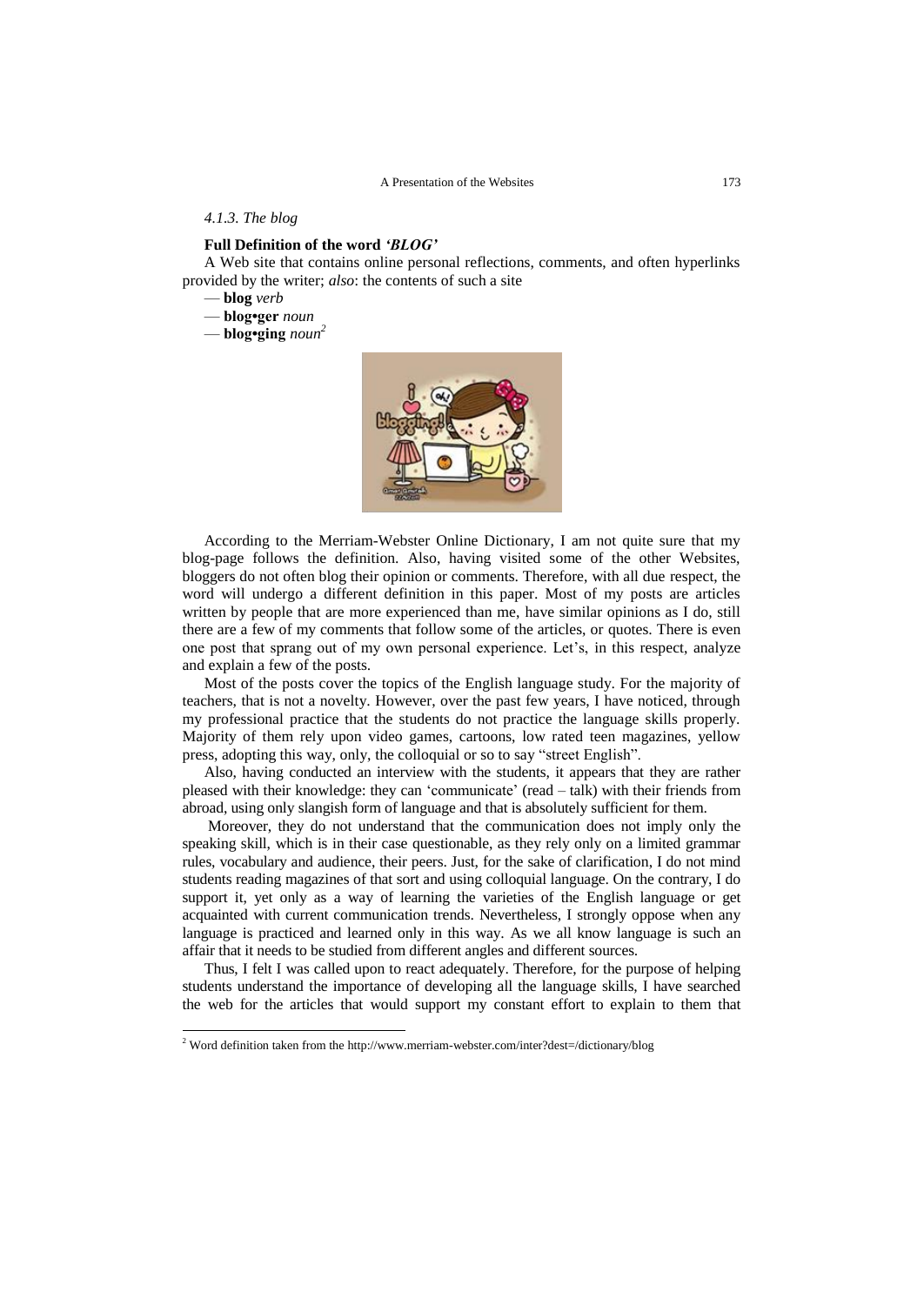*4.1.3. The blog*

**Full Definition of the word *'BLOG'***

A Web site that contains online personal reflections, comments, and often hyperlinks provided by the writer; *also*: the contents of such a site

— **blog** *verb*

— **blog•ger** *noun*

— **blog•ging** *noun*[2]

According to the Merriam-Webster Online Dictionary, I am not quite sure that my blog-page follows the definition. Also, having visited some of the other Websites, bloggers do not often blog their opinion or comments. Therefore, with all due respect, the word will undergo a different definition in this paper. Most of my posts are articles written by people that are more experienced than me, have similar opinions as I do, still there are a few of my comments that follow some of the articles, or quotes. There is even one post that sprang out of my own personal experience. Let's, in this respect, analyze and explain a few of the posts.

Most of the posts cover the topics of the English language study. For the majority of teachers, that is not a novelty. However, over the past few years, I have noticed, through my professional practice that the students do not practice the language skills properly. Majority of them rely upon video games, cartoons, low rated teen magazines, yellow press, adopting this way, only, the colloquial or so to say "street English".

Also, having conducted an interview with the students, it appears that they are rather pleased with their knowledge: they can 'communicate' (read – talk) with their friends from abroad, using only slangish form of language and that is absolutely sufficient for them.

Moreover, they do not understand that the communication does not imply only the speaking skill, which is in their case questionable, as they rely only on a limited grammar rules, vocabulary and audience, their peers. Just, for the sake of clarification, I do not mind students reading magazines of that sort and using colloquial language. On the contrary, I do support it, yet only as a way of learning the varieties of the English language or get acquainted with current communication trends. Nevertheless, I strongly oppose when any language is practiced and learned only in this way. As we all know language is such an affair that it needs to be studied from different angles and different sources.

Thus, I felt I was called upon to react adequately. Therefore, for the purpose of helping students understand the importance of developing all the language skills, I have searched the web for the articles that would support my constant effort to explain to them that

[2] Word definition taken from the http://www.merriam-webster.com/inter?dest=/dictionary/blog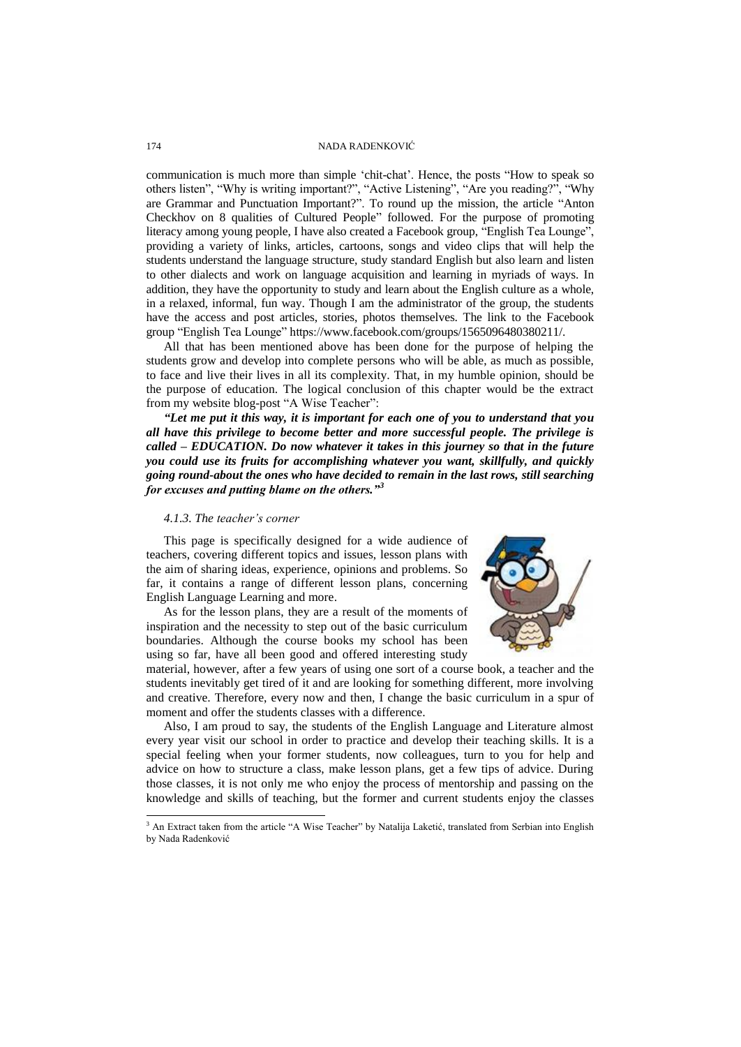communication is much more than simple 'chit-chat'. Hence, the posts "How to speak so others listen", "Why is writing important?", "Active Listening", "Are you reading?", "Why are Grammar and Punctuation Important?". To round up the mission, the article "Anton Checkhov on 8 qualities of Cultured People" followed. For the purpose of promoting literacy among young people, I have also created a Facebook group, "English Tea Lounge", providing a variety of links, articles, cartoons, songs and video clips that will help the students understand the language structure, study standard English but also learn and listen to other dialects and work on language acquisition and learning in myriads of ways. In addition, they have the opportunity to study and learn about the English culture as a whole, in a relaxed, informal, fun way. Though I am the administrator of the group, the students have the access and post articles, stories, photos themselves. The link to the Facebook group "English Tea Lounge" https://www.facebook.com/groups/1565096480380211/.

All that has been mentioned above has been done for the purpose of helping the students grow and develop into complete persons who will be able, as much as possible, to face and live their lives in all its complexity. That, in my humble opinion, should be the purpose of education. The logical conclusion of this chapter would be the extract from my website blog-post "A Wise Teacher":

***"Let me put it this way, it is important for each one of you to understand that you all have this privilege to become better and more successful people. The privilege is called – EDUCATION. Do now whatever it takes in this journey so that in the future you could use its fruits for accomplishing whatever you want, skillfully, and quickly going round-about the ones who have decided to remain in the last rows, still searching for excuses and putting blame on the others."***[3]

#### *4.1.3. The teacher's corner*

This page is specifically designed for a wide audience of teachers, covering different topics and issues, lesson plans with the aim of sharing ideas, experience, opinions and problems. So far, it contains a range of different lesson plans, concerning English Language Learning and more.

As for the lesson plans, they are a result of the moments of inspiration and the necessity to step out of the basic curriculum boundaries. Although the course books my school has been using so far, have all been good and offered interesting study material, however, after a few years of using one sort of a course book, a teacher and the students inevitably get tired of it and are looking for something different, more involving and creative. Therefore, every now and then, I change the basic curriculum in a spur of moment and offer the students classes with a difference.

Also, I am proud to say, the students of the English Language and Literature almost every year visit our school in order to practice and develop their teaching skills. It is a special feeling when your former students, now colleagues, turn to you for help and advice on how to structure a class, make lesson plans, get a few tips of advice. During those classes, it is not only me who enjoy the process of mentorship and passing on the knowledge and skills of teaching, but the former and current students enjoy the classes

---

[3] An Extract taken from the article "A Wise Teacher" by Natalija Laketić, translated from Serbian into English by Nada Radenković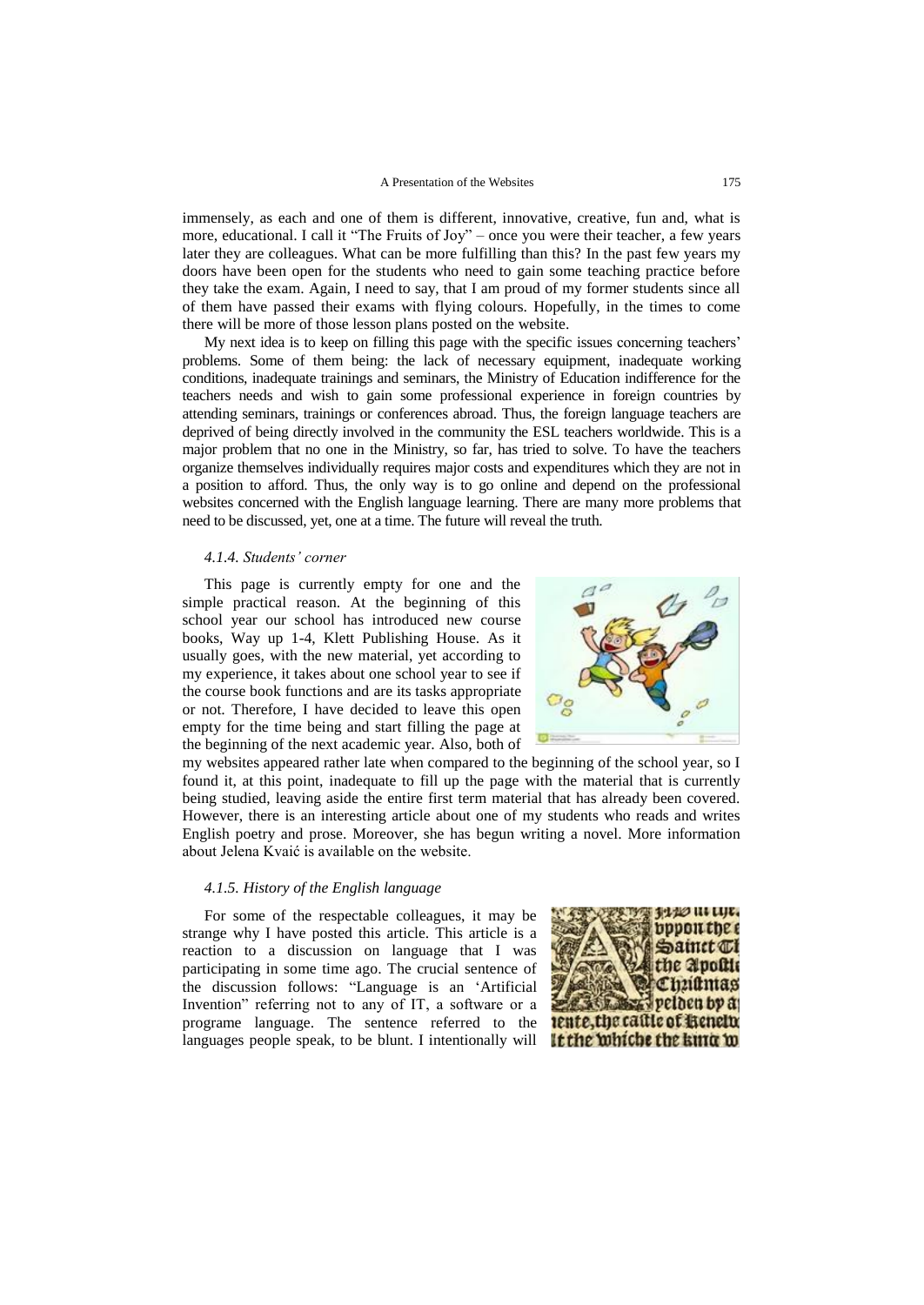immensely, as each and one of them is different, innovative, creative, fun and, what is more, educational. I call it "The Fruits of Joy" – once you were their teacher, a few years later they are colleagues. What can be more fulfilling than this? In the past few years my doors have been open for the students who need to gain some teaching practice before they take the exam. Again, I need to say, that I am proud of my former students since all of them have passed their exams with flying colours. Hopefully, in the times to come there will be more of those lesson plans posted on the website.

My next idea is to keep on filling this page with the specific issues concerning teachers' problems. Some of them being: the lack of necessary equipment, inadequate working conditions, inadequate trainings and seminars, the Ministry of Education indifference for the teachers needs and wish to gain some professional experience in foreign countries by attending seminars, trainings or conferences abroad. Thus, the foreign language teachers are deprived of being directly involved in the community the ESL teachers worldwide. This is a major problem that no one in the Ministry, so far, has tried to solve. To have the teachers organize themselves individually requires major costs and expenditures which they are not in a position to afford. Thus, the only way is to go online and depend on the professional websites concerned with the English language learning. There are many more problems that need to be discussed, yet, one at a time. The future will reveal the truth.

#### *4.1.4. Students' corner*

This page is currently empty for one and the simple practical reason. At the beginning of this school year our school has introduced new course books, Way up 1-4, Klett Publishing House. As it usually goes, with the new material, yet according to my experience, it takes about one school year to see if the course book functions and are its tasks appropriate or not. Therefore, I have decided to leave this open empty for the time being and start filling the page at the beginning of the next academic year. Also, both of my websites appeared rather late when compared to the beginning of the school year, so I found it, at this point, inadequate to fill up the page with the material that is currently being studied, leaving aside the entire first term material that has already been covered. However, there is an interesting article about one of my students who reads and writes English poetry and prose. Moreover, she has begun writing a novel. More information about Jelena Kvaić is available on the website.

#### *4.1.5. History of the English language*

For some of the respectable colleagues, it may be strange why I have posted this article. This article is a reaction to a discussion on language that I was participating in some time ago. The crucial sentence of the discussion follows: "Language is an 'Artificial Invention" referring not to any of IT, a software or a programe language. The sentence referred to the languages people speak, to be blunt. I intentionally will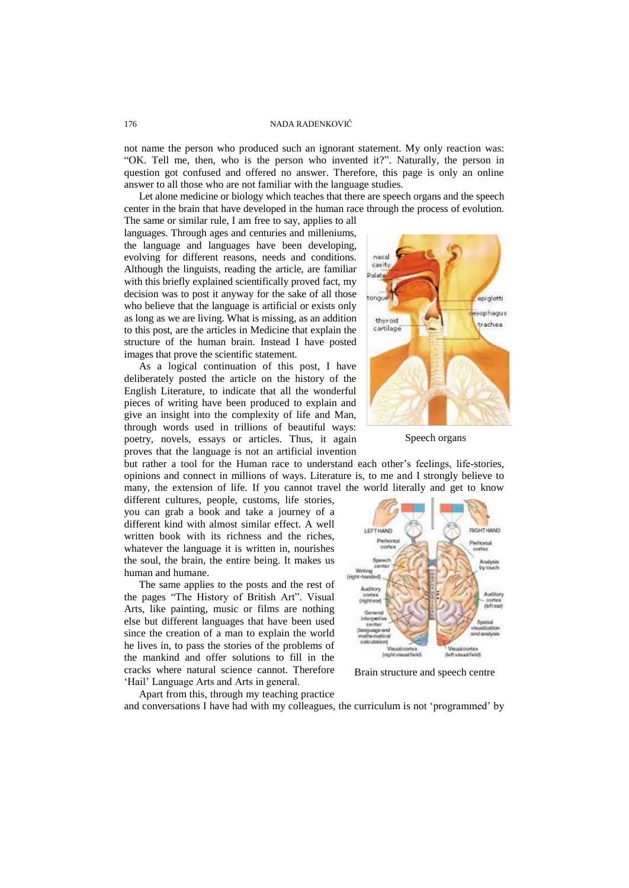not name the person who produced such an ignorant statement. My only reaction was: "OK. Tell me, then, who is the person who invented it?". Naturally, the person in question got confused and offered no answer. Therefore, this page is only an online answer to all those who are not familiar with the language studies.

Let alone medicine or biology which teaches that there are speech organs and the speech center in the brain that have developed in the human race through the process of evolution. The same or similar rule, I am free to say, applies to all languages. Through ages and centuries and milleniums, the language and languages have been developing, evolving for different reasons, needs and conditions. Although the linguists, reading the article, are familiar with this briefly explained scientifically proved fact, my decision was to post it anyway for the sake of all those who believe that the language is artificial or exists only as long as we are living. What is missing, as an addition to this post, are the articles in Medicine that explain the structure of the human brain. Instead I have posted images that prove the scientific statement.

Speech organs

As a logical continuation of this post, I have deliberately posted the article on the history of the English Literature, to indicate that all the wonderful pieces of writing have been produced to explain and give an insight into the complexity of life and Man, through words used in trillions of beautiful ways: poetry, novels, essays or articles. Thus, it again proves that the language is not an artificial invention but rather a tool for the Human race to understand each other's feelings, life-stories, opinions and connect in millions of ways. Literature is, to me and I strongly believe to many, the extension of life. If you cannot travel the world literally and get to know different cultures, people, customs, life stories, you can grab a book and take a journey of a different kind with almost similar effect. A well written book with its richness and the riches, whatever the language it is written in, nourishes the soul, the brain, the entire being. It makes us human and humane.

Brain structure and speech centre

The same applies to the posts and the rest of the pages "The History of British Art". Visual Arts, like painting, music or films are nothing else but different languages that have been used since the creation of a man to explain the world he lives in, to pass the stories of the problems of the mankind and offer solutions to fill in the cracks where natural science cannot. Therefore 'Hail' Language Arts and Arts in general.

Apart from this, through my teaching practice and conversations I have had with my colleagues, the curriculum is not 'programmed' by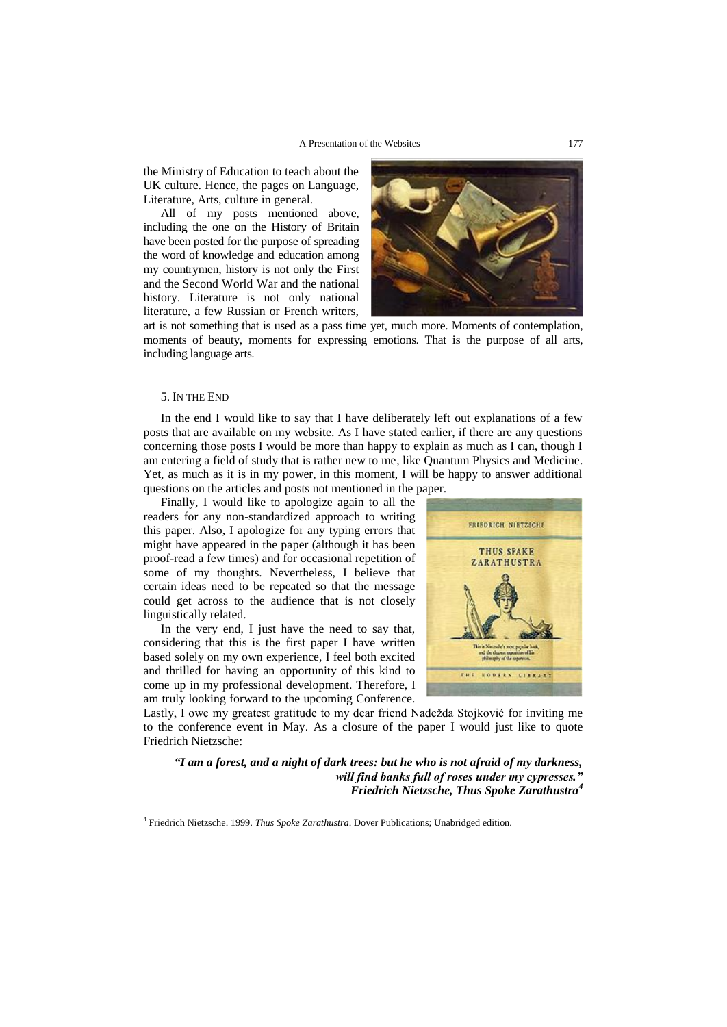the Ministry of Education to teach about the UK culture. Hence, the pages on Language, Literature, Arts, culture in general.

All of my posts mentioned above, including the one on the History of Britain have been posted for the purpose of spreading the word of knowledge and education among my countrymen, history is not only the First and the Second World War and the national history. Literature is not only national literature, a few Russian or French writers, art is not something that is used as a pass time yet, much more. Moments of contemplation, moments of beauty, moments for expressing emotions. That is the purpose of all arts, including language arts.

## 5. IN THE END

In the end I would like to say that I have deliberately left out explanations of a few posts that are available on my website. As I have stated earlier, if there are any questions concerning those posts I would be more than happy to explain as much as I can, though I am entering a field of study that is rather new to me, like Quantum Physics and Medicine. Yet, as much as it is in my power, in this moment, I will be happy to answer additional questions on the articles and posts not mentioned in the paper.

Finally, I would like to apologize again to all the readers for any non-standardized approach to writing this paper. Also, I apologize for any typing errors that might have appeared in the paper (although it has been proof-read a few times) and for occasional repetition of some of my thoughts. Nevertheless, I believe that certain ideas need to be repeated so that the message could get across to the audience that is not closely linguistically related.

In the very end, I just have the need to say that, considering that this is the first paper I have written based solely on my own experience, I feel both excited and thrilled for having an opportunity of this kind to come up in my professional development. Therefore, I am truly looking forward to the upcoming Conference. Lastly, I owe my greatest gratitude to my dear friend Nadežda Stojković for inviting me to the conference event in May. As a closure of the paper I would just like to quote Friedrich Nietzsche:

> ***"I am a forest, and a night of dark trees: but he who is not afraid of my darkness, will find banks full of roses under my cypresses."***
> ***Friedrich Nietzsche, Thus Spoke Zarathustra***[4]

[4] Friedrich Nietzsche. 1999. *Thus Spoke Zarathustra*. Dover Publications; Unabridged edition.